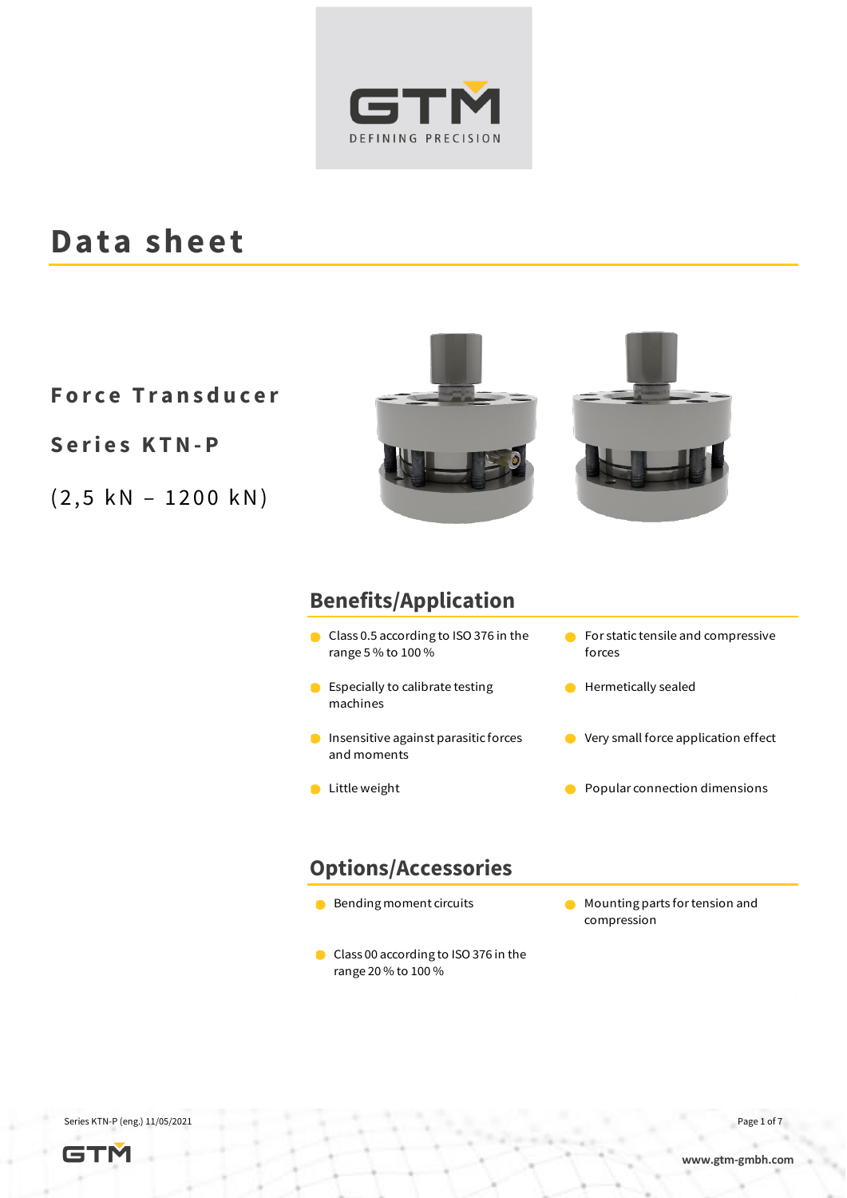# Data sheet

**Force Transducer**

**Series KTN-P**

(2,5 kN – 1200 kN)

## Benefits/Application

- Class 0.5 according to ISO 376 in the range 5 % to 100 %
- Especially to calibrate testing machines
- Insensitive against parasitic forces and moments
- Little weight
- For static tensile and compressive forces
- Hermetically sealed
- Very small force application effect
- Popular connection dimensions

## Options/Accessories

- Bending moment circuits
- Class 00 according to ISO 376 in the range 20 % to 100 %
- Mounting parts for tension and compression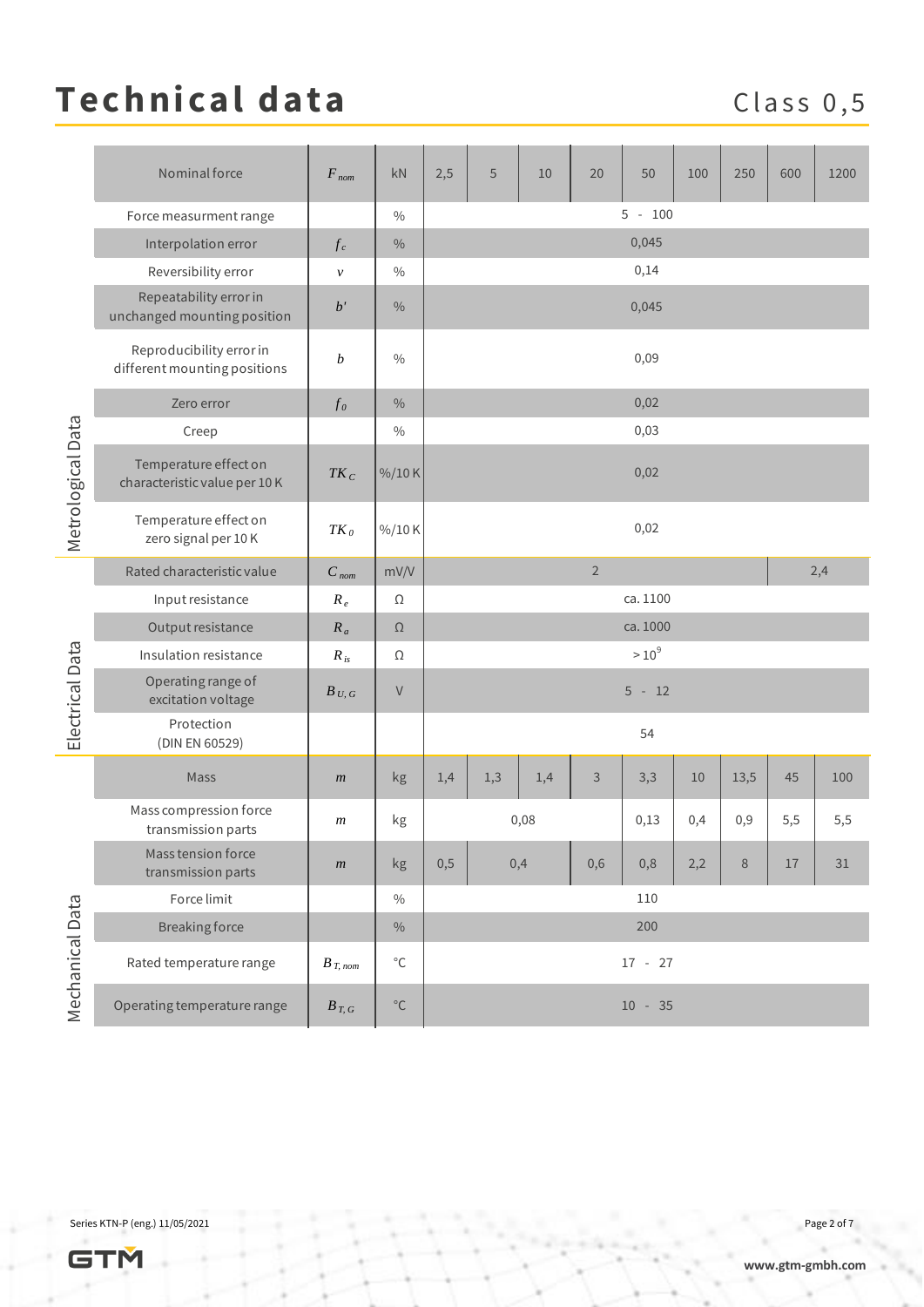# Technical data

Class 0,5

| | | | | | | | | | | | | | |
|---|---|---|---|---|---|---|---|---|---|---|---|---|---|
| | Nominal force | $F_{nom}$ | kN | 2,5 | 5 | 10 | 20 | 50 | 100 | 250 | 600 | 1200 |
| Metrological Data | Force measurment range | | % | 5 - 100 | | | | | | | | |
| | Interpolation error | $f_c$ | % | 0,045 | | | | | | | | |
| | Reversibility error | $v$ | % | 0,14 | | | | | | | | |
| | Repeatability error in unchanged mounting position | $b'$ | % | 0,045 | | | | | | | | |
| | Reproducibility error in different mounting positions | $b$ | % | 0,09 | | | | | | | | |
| | Zero error | $f_0$ | % | 0,02 | | | | | | | | |
| | Creep | | % | 0,03 | | | | | | | | |
| | Temperature effect on characteristic value per 10 K | $TK_C$ | %/10 K | 0,02 | | | | | | | | |
| | Temperature effect on zero signal per 10 K | $TK_0$ | %/10 K | 0,02 | | | | | | | | |
| Electrical Data | Rated characteristic value | $C_{nom}$ | mV/V | 2 | | | | | | | 2,4 | |
| | Input resistance | $R_e$ | Ω | ca. 1100 | | | | | | | | |
| | Output resistance | $R_a$ | Ω | ca. 1000 | | | | | | | | |
| | Insulation resistance | $R_{is}$ | Ω | $> 10^9$ | | | | | | | | |
| | Operating range of excitation voltage | $B_{U,G}$ | V | 5 - 12 | | | | | | | | |
| | Protection (DIN EN 60529) | | | 54 | | | | | | | | |
| Mechanical Data | Mass | $m$ | kg | 1,4 | 1,3 | 1,4 | 3 | 3,3 | 10 | 13,5 | 45 | 100 |
| | Mass compression force transmission parts | $m$ | kg | 0,08 | | | | 0,13 | 0,4 | 0,9 | 5,5 | 5,5 |
| | Mass tension force transmission parts | $m$ | kg | 0,5 | 0,4 | | 0,6 | 0,8 | 2,2 | 8 | 17 | 31 |
| | Force limit | | % | 110 | | | | | | | | |
| | Breaking force | | % | 200 | | | | | | | | |
| | Rated temperature range | $B_{T,nom}$ | °C | 17 - 27 | | | | | | | | |
| | Operating temperature range | $B_{T,G}$ | °C | 10 - 35 | | | | | | | | |

Series KTN-P (eng.) 11/05/2021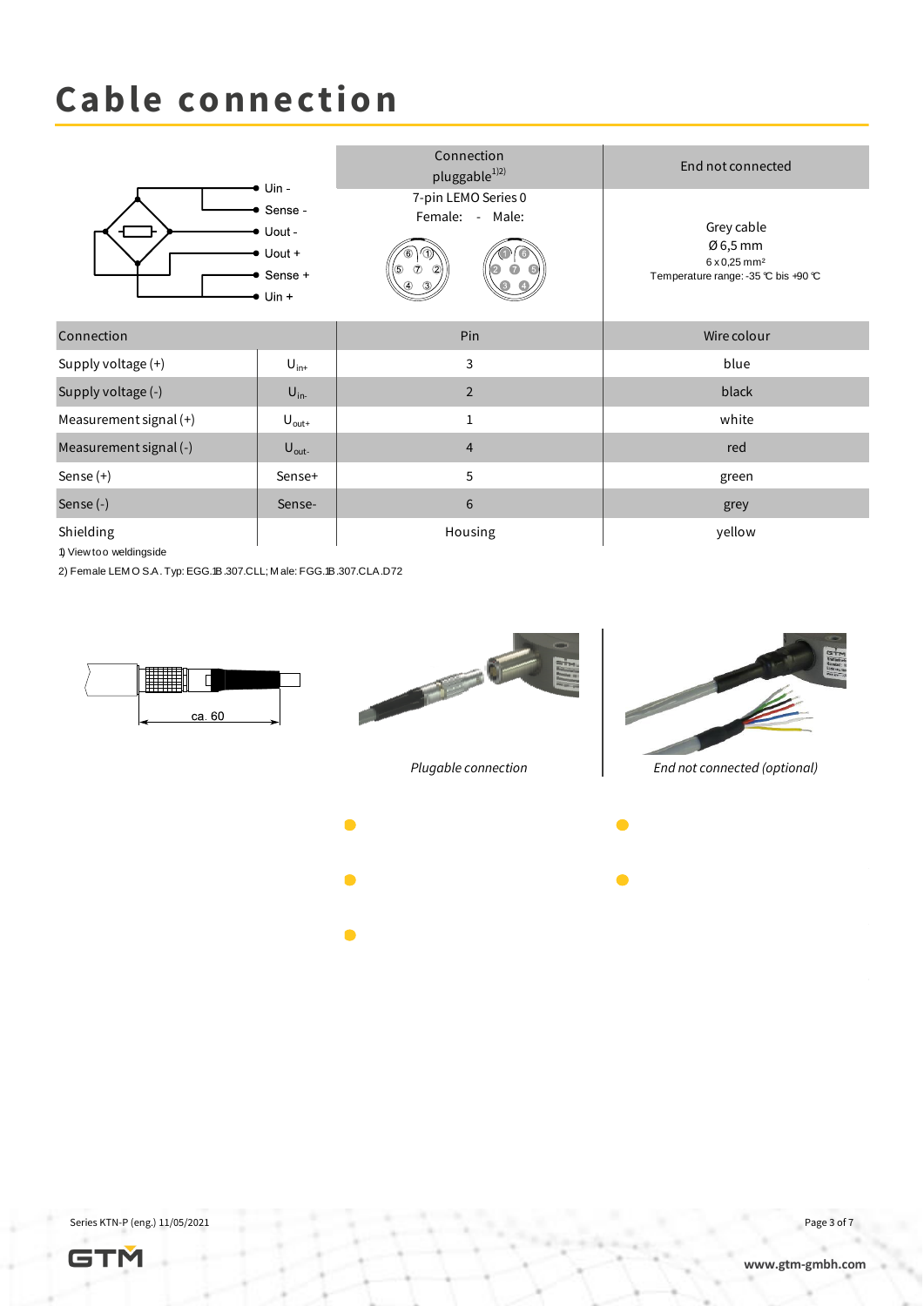# Cable connection

| | | Connection pluggable[1)2)] | End not connected |
|---|---|---|---|
| Uin - / Sense - / Uout - / Uout + / Sense + / Uin + | | 7-pin LEMO Series 0<br>Female: - Male: | Grey cable<br>Ø 6,5 mm<br>6 x 0,25 mm²<br>Temperature range: -35 °C bis +90 °C |
| **Connection** | | **Pin** | **Wire colour** |
| Supply voltage (+) | $U_{in+}$ | 3 | blue |
| Supply voltage (-) | $U_{in-}$ | 2 | black |
| Measurement signal (+) | $U_{out+}$ | 1 | white |
| Measurement signal (-) | $U_{out-}$ | 4 | red |
| Sense (+) | Sense+ | 5 | green |
| Sense (-) | Sense- | 6 | grey |
| Shielding | | Housing | yellow |

1) View too weldingside

2) Female LEMO S.A. Typ: EGG.1B.307.CLL; Male: FGG.1B.307.CLA.D72

ca. 60

*Plugable connection*

*End not connected (optional)*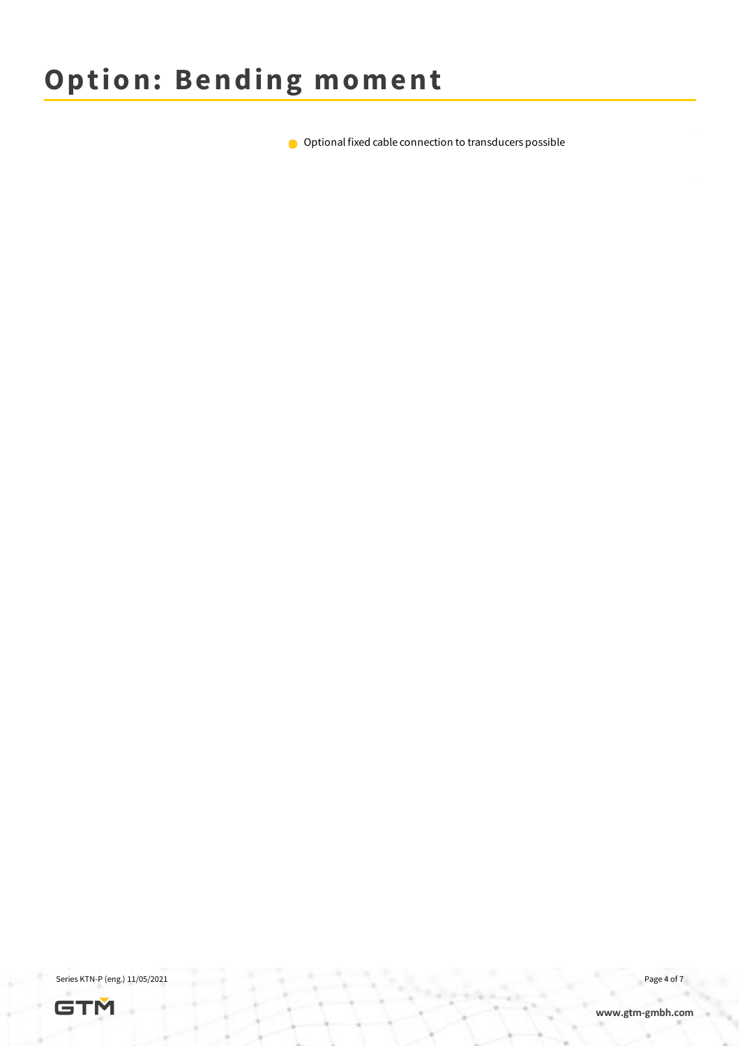# Option: Bending moment

- Optional fixed cable connection to transducers possible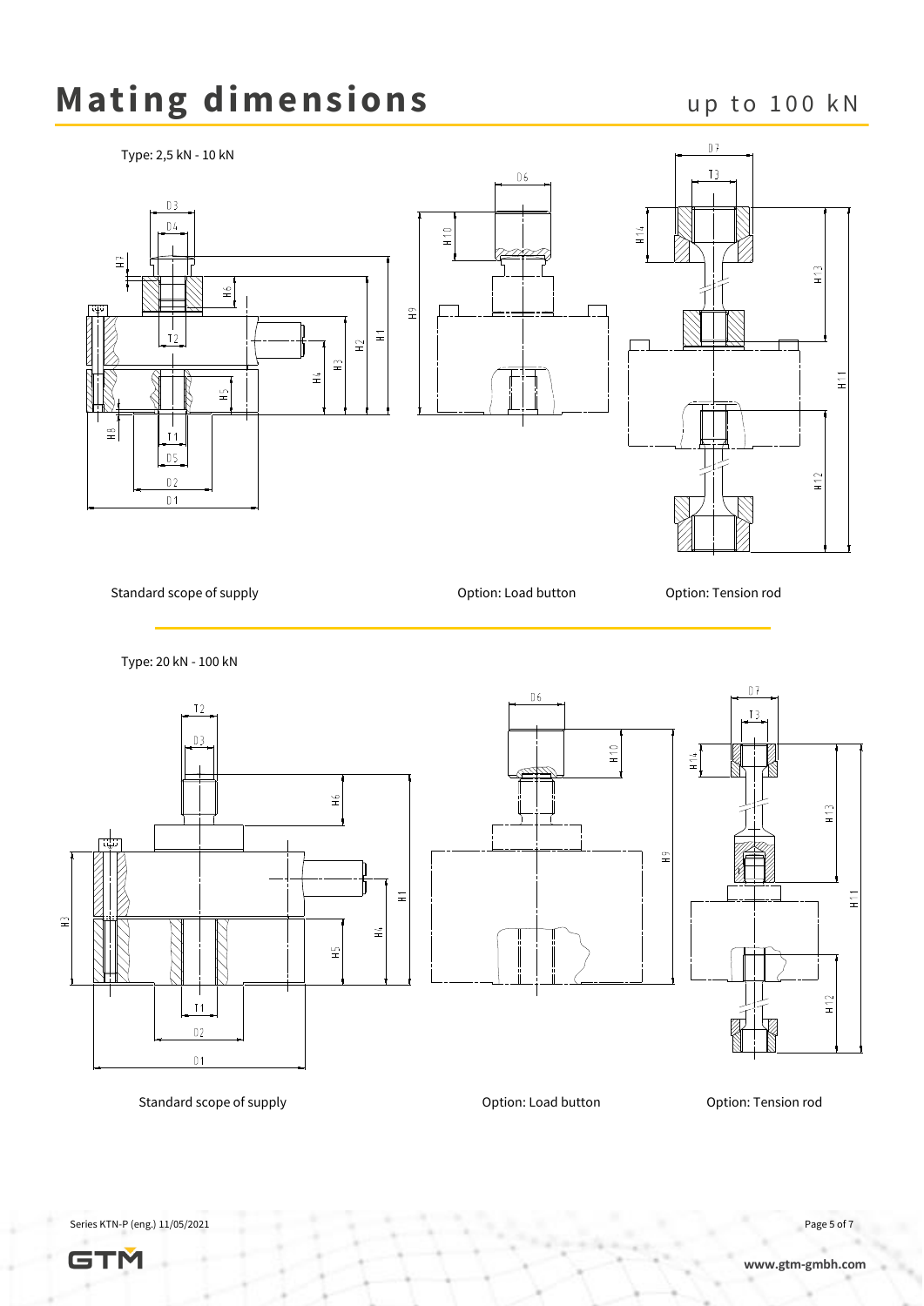# Mating dimensions

up to 100 kN

Type: 2,5 kN - 10 kN

Standard scope of supply

Option: Load button

Option: Tension rod

Type: 20 kN - 100 kN

Standard scope of supply

Option: Load button

Option: Tension rod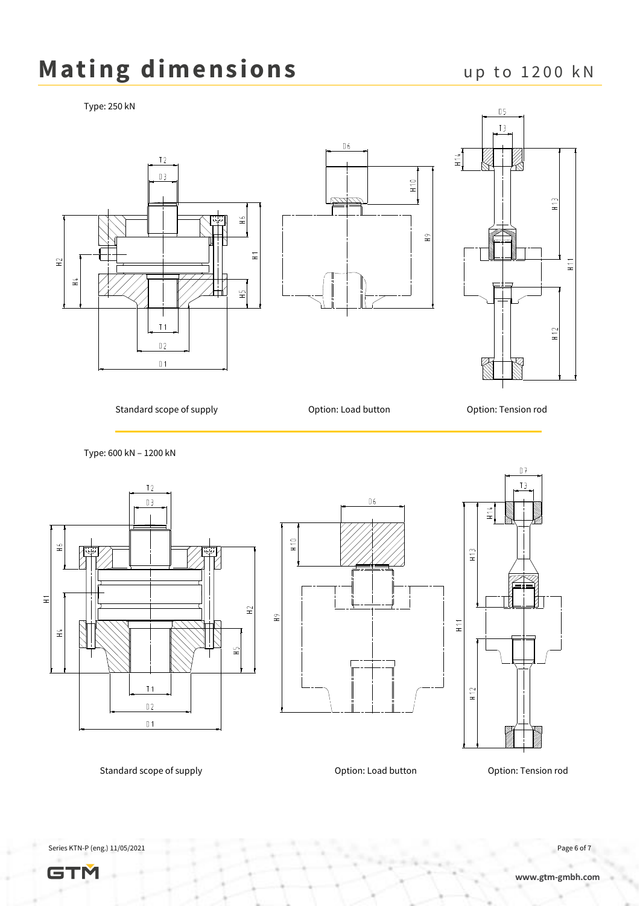# Mating dimensions

up to 1200 kN

Type: 250 kN

Standard scope of supply

Option: Load button

Option: Tension rod

Type: 600 kN – 1200 kN

Standard scope of supply

Option: Load button

Option: Tension rod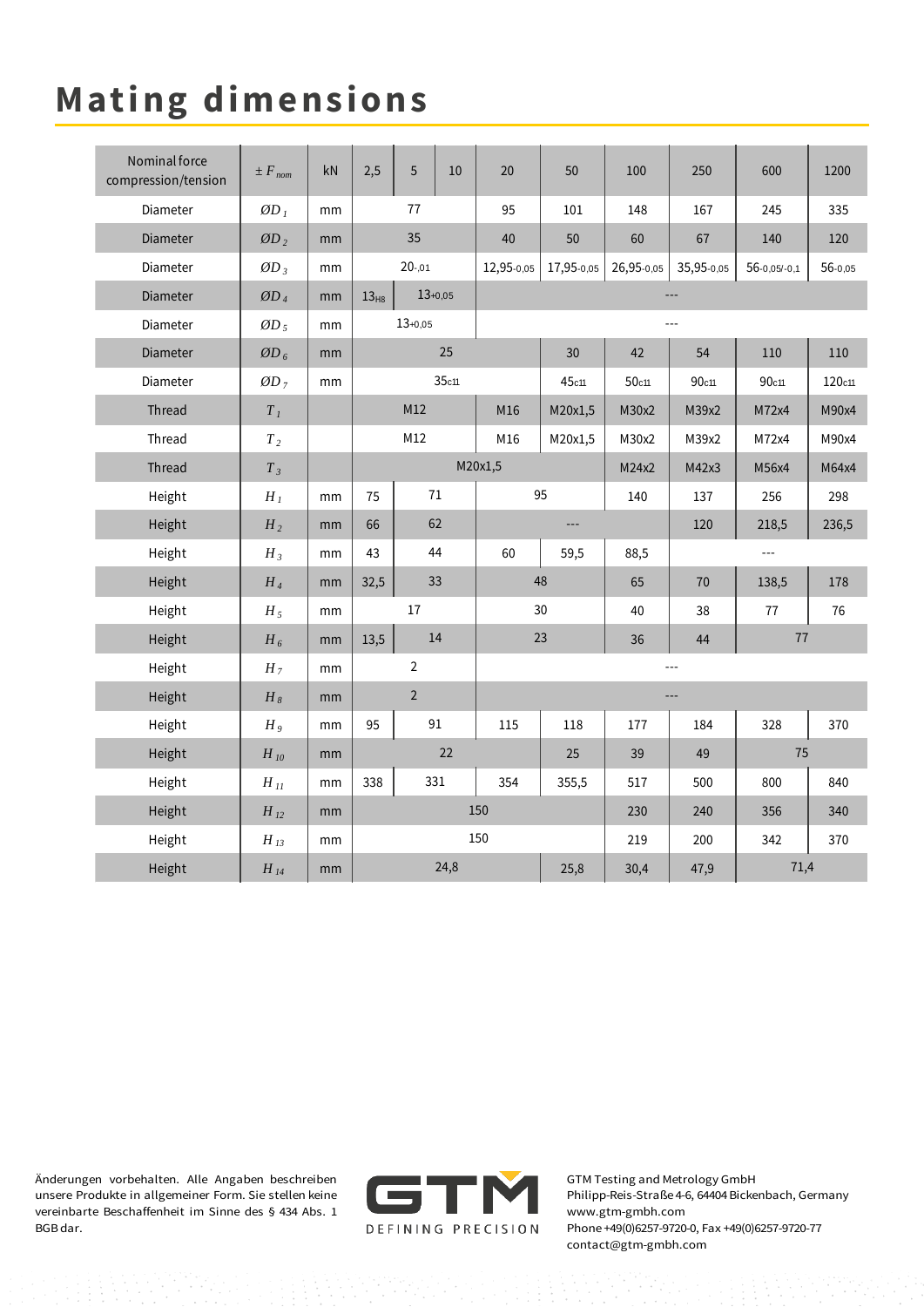# Mating dimensions

| Nominal force compression/tension | $\pm F_{nom}$ | kN | 2,5 | 5 | 10 | 20 | 50 | 100 | 250 | 600 | 1200 |
|---|---|---|---|---|---|---|---|---|---|---|---|
| Diameter | $ØD_1$ | mm | 77 | | | 95 | 101 | 148 | 167 | 245 | 335 |
| Diameter | $ØD_2$ | mm | 35 | | | 40 | 50 | 60 | 67 | 140 | 120 |
| Diameter | $ØD_3$ | mm | $20_{-,01}$ | | | $12{,}95_{-0{,}05}$ | $17{,}95_{-0{,}05}$ | $26{,}95_{-0{,}05}$ | $35{,}95_{-0{,}05}$ | $56_{-0{,}05/-0{,}1}$ | $56_{-0{,}05}$ |
| Diameter | $ØD_4$ | mm | $13_{H8}$ | $13_{+0{,}05}$ | | --- | | | | | |
| Diameter | $ØD_5$ | mm | $13_{+0{,}05}$ | | | --- | | | | | |
| Diameter | $ØD_6$ | mm | 25 | | | | 30 | 42 | 54 | 110 | 110 |
| Diameter | $ØD_7$ | mm | $35_{c11}$ | | | | $45_{c11}$ | $50_{c11}$ | $90_{c11}$ | $90_{c11}$ | $120_{c11}$ |
| Thread | $T_1$ | | M12 | | | M16 | M20x1,5 | M30x2 | M39x2 | M72x4 | M90x4 |
| Thread | $T_2$ | | M12 | | | M16 | M20x1,5 | M30x2 | M39x2 | M72x4 | M90x4 |
| Thread | $T_3$ | | M20x1,5 | | | | | M24x2 | M42x3 | M56x4 | M64x4 |
| Height | $H_1$ | mm | 75 | 71 | | 95 | | 140 | 137 | 256 | 298 |
| Height | $H_2$ | mm | 66 | 62 | | --- | | | 120 | 218,5 | 236,5 |
| Height | $H_3$ | mm | 43 | 44 | | 60 | 59,5 | 88,5 | --- | | |
| Height | $H_4$ | mm | 32,5 | 33 | | 48 | | 65 | 70 | 138,5 | 178 |
| Height | $H_5$ | mm | 17 | | | 30 | | 40 | 38 | 77 | 76 |
| Height | $H_6$ | mm | 13,5 | 14 | | 23 | | 36 | 44 | 77 | |
| Height | $H_7$ | mm | 2 | | | --- | | | | | |
| Height | $H_8$ | mm | 2 | | | --- | | | | | |
| Height | $H_9$ | mm | 95 | 91 | | 115 | 118 | 177 | 184 | 328 | 370 |
| Height | $H_{10}$ | mm | 22 | | | | 25 | 39 | 49 | 75 | |
| Height | $H_{11}$ | mm | 338 | 331 | | 354 | 355,5 | 517 | 500 | 800 | 840 |
| Height | $H_{12}$ | mm | 150 | | | | | 230 | 240 | 356 | 340 |
| Height | $H_{13}$ | mm | 150 | | | | | 219 | 200 | 342 | 370 |
| Height | $H_{14}$ | mm | 24,8 | | | | 25,8 | 30,4 | 47,9 | 71,4 | |

Änderungen vorbehalten. Alle Angaben beschreiben unsere Produkte in allgemeiner Form. Sie stellen keine vereinbarte Beschaffenheit im Sinne des § 434 Abs. 1 BGB dar.

GTM
DEFINING PRECISION

GTM Testing and Metrology GmbH
Philipp-Reis-Straße 4-6, 64404 Bickenbach, Germany
www.gtm-gmbh.com
Phone +49(0)6257-9720-0, Fax +49(0)6257-9720-77
contact@gtm-gmbh.com